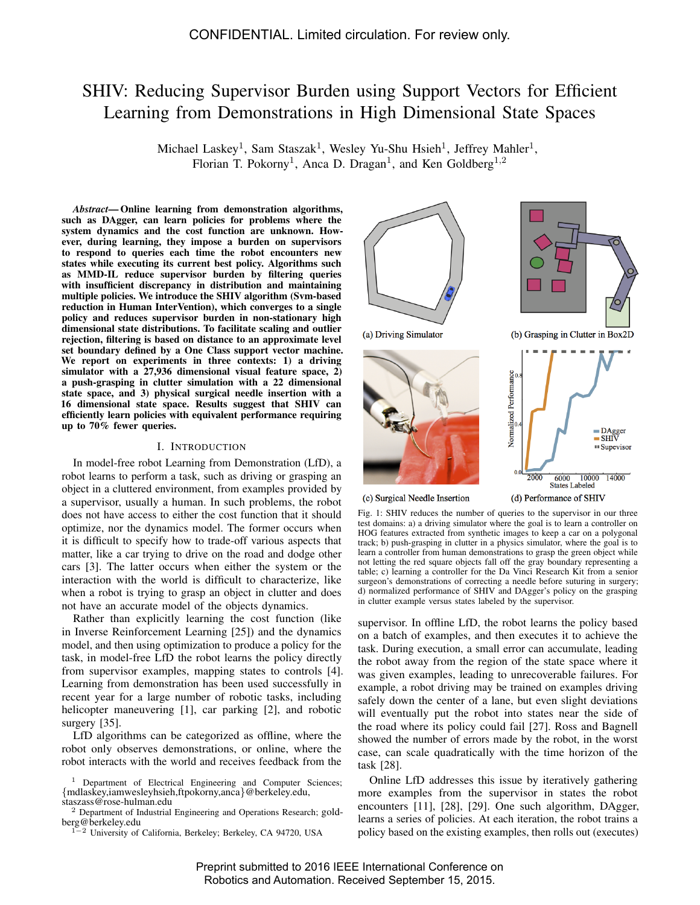# SHIV: Reducing Supervisor Burden using Support Vectors for Efficient Learning from Demonstrations in High Dimensional State Spaces

Michael Laskey[1], Sam Staszak[1], Wesley Yu-Shu Hsieh[1], Jeffrey Mahler[1], Florian T. Pokorny[1], Anca D. Dragan[1], and Ken Goldberg[1,2]

***Abstract*— Online learning from demonstration algorithms, such as DAgger, can learn policies for problems where the system dynamics and the cost function are unknown. However, during learning, they impose a burden on supervisors to respond to queries each time the robot encounters new states while executing its current best policy. Algorithms such as MMD-IL reduce supervisor burden by filtering queries with insufficient discrepancy in distribution and maintaining multiple policies. We introduce the SHIV algorithm (Svm-based reduction in Human InterVention), which converges to a single policy and reduces supervisor burden in non-stationary high dimensional state distributions. To facilitate scaling and outlier rejection, filtering is based on distance to an approximate level set boundary defined by a One Class support vector machine. We report on experiments in three contexts: 1) a driving simulator with a 27,936 dimensional visual feature space, 2) a push-grasping in clutter simulation with a 22 dimensional state space, and 3) physical surgical needle insertion with a 16 dimensional state space. Results suggest that SHIV can efficiently learn policies with equivalent performance requiring up to 70% fewer queries.**

## I. Introduction

In model-free robot Learning from Demonstration (LfD), a robot learns to perform a task, such as driving or grasping an object in a cluttered environment, from examples provided by a supervisor, usually a human. In such problems, the robot does not have access to either the cost function that it should optimize, nor the dynamics model. The former occurs when it is difficult to specify how to trade-off various aspects that matter, like a car trying to drive on the road and dodge other cars [3]. The latter occurs when either the system or the interaction with the world is difficult to characterize, like when a robot is trying to grasp an object in clutter and does not have an accurate model of the objects dynamics.

Rather than explicitly learning the cost function (like in Inverse Reinforcement Learning [25]) and the dynamics model, and then using optimization to produce a policy for the task, in model-free LfD the robot learns the policy directly from supervisor examples, mapping states to controls [4]. Learning from demonstration has been used successfully in recent year for a large number of robotic tasks, including helicopter maneuvering [1], car parking [2], and robotic surgery [35].

LfD algorithms can be categorized as offline, where the robot only observes demonstrations, or online, where the robot interacts with the world and receives feedback from the supervisor. In offline LfD, the robot learns the policy based on a batch of examples, and then executes it to achieve the task. During execution, a small error can accumulate, leading the robot away from the region of the state space where it was given examples, leading to unrecoverable failures. For example, a robot driving may be trained on examples driving safely down the center of a lane, but even slight deviations will eventually put the robot into states near the side of the road where its policy could fail [27]. Ross and Bagnell showed the number of errors made by the robot, in the worst case, can scale quadratically with the time horizon of the task [28].

Online LfD addresses this issue by iteratively gathering more examples from the supervisor in states the robot encounters [11], [28], [29]. One such algorithm, DAgger, learns a series of policies. At each iteration, the robot trains a policy based on the existing examples, then rolls out (executes)

(a) Driving Simulator

(b) Grasping in Clutter in Box2D

(c) Surgical Needle Insertion

(d) Performance of SHIV

Fig. 1: SHIV reduces the number of queries to the supervisor in our three test domains: a) a driving simulator where the goal is to learn a controller on HOG features extracted from synthetic images to keep a car on a polygonal track; b) push-grasping in clutter in a physics simulator, where the goal is to learn a controller from human demonstrations to grasp the green object while not letting the red square objects fall off the gray boundary representing a table; c) learning a controller for the Da Vinci Research Kit from a senior surgeon's demonstrations of correcting a needle before suturing in surgery; d) normalized performance of SHIV and DAgger's policy on the grasping in clutter example versus states labeled by the supervisor.

[1] Department of Electrical Engineering and Computer Sciences; {mdlaskey,iamwesleyhsieh,ftpokorny,anca}@berkeley.edu, staszass@rose-hulman.edu

[2] Department of Industrial Engineering and Operations Research; goldberg@berkeley.edu

[1−2] University of California, Berkeley; Berkeley, CA 94720, USA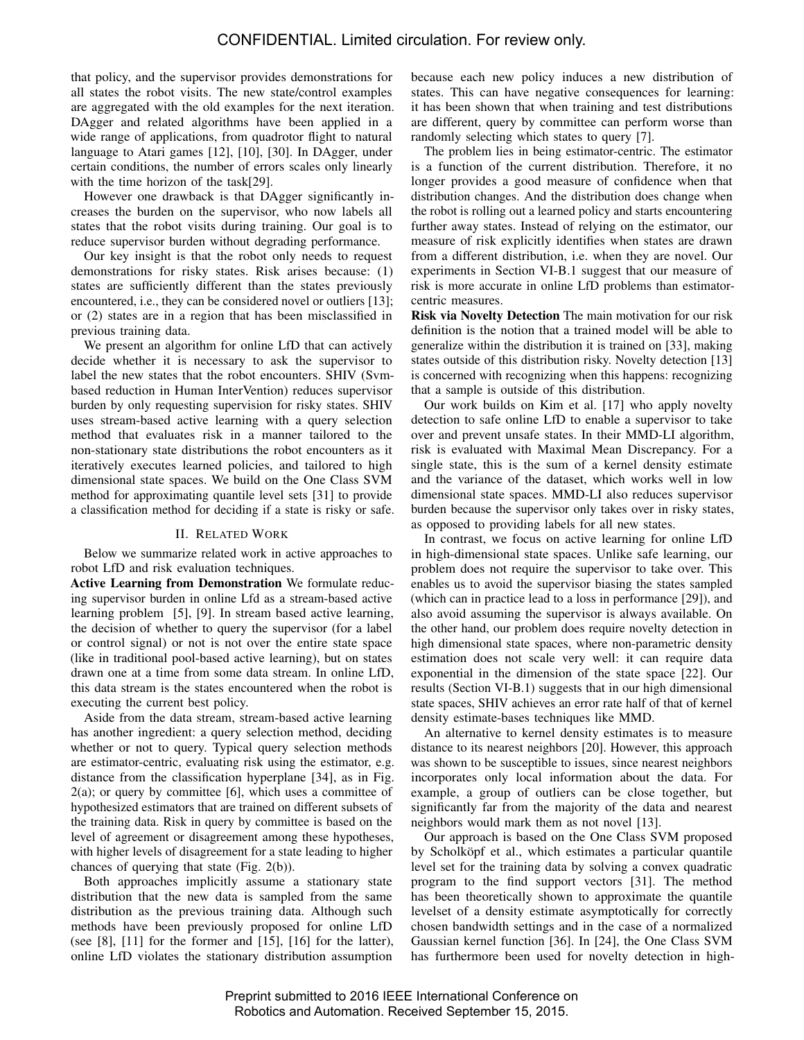that policy, and the supervisor provides demonstrations for all states the robot visits. The new state/control examples are aggregated with the old examples for the next iteration. DAgger and related algorithms have been applied in a wide range of applications, from quadrotor flight to natural language to Atari games [12], [10], [30]. In DAgger, under certain conditions, the number of errors scales only linearly with the time horizon of the task[29].

However one drawback is that DAgger significantly increases the burden on the supervisor, who now labels all states that the robot visits during training. Our goal is to reduce supervisor burden without degrading performance.

Our key insight is that the robot only needs to request demonstrations for risky states. Risk arises because: (1) states are sufficiently different than the states previously encountered, i.e., they can be considered novel or outliers [13]; or (2) states are in a region that has been misclassified in previous training data.

We present an algorithm for online LfD that can actively decide whether it is necessary to ask the supervisor to label the new states that the robot encounters. SHIV (Svm-based reduction in Human InterVention) reduces supervisor burden by only requesting supervision for risky states. SHIV uses stream-based active learning with a query selection method that evaluates risk in a manner tailored to the non-stationary state distributions the robot encounters as it iteratively executes learned policies, and tailored to high dimensional state spaces. We build on the One Class SVM method for approximating quantile level sets [31] to provide a classification method for deciding if a state is risky or safe.

## II. Related Work

Below we summarize related work in active approaches to robot LfD and risk evaluation techniques.

**Active Learning from Demonstration** We formulate reducing supervisor burden in online Lfd as a stream-based active learning problem [5], [9]. In stream based active learning, the decision of whether to query the supervisor (for a label or control signal) or not is not over the entire state space (like in traditional pool-based active learning), but on states drawn one at a time from some data stream. In online LfD, this data stream is the states encountered when the robot is executing the current best policy.

Aside from the data stream, stream-based active learning has another ingredient: a query selection method, deciding whether or not to query. Typical query selection methods are estimator-centric, evaluating risk using the estimator, e.g. distance from the classification hyperplane [34], as in Fig. 2(a); or query by committee [6], which uses a committee of hypothesized estimators that are trained on different subsets of the training data. Risk in query by committee is based on the level of agreement or disagreement among these hypotheses, with higher levels of disagreement for a state leading to higher chances of querying that state (Fig. 2(b)).

Both approaches implicitly assume a stationary state distribution that the new data is sampled from the same distribution as the previous training data. Although such methods have been previously proposed for online LfD (see [8], [11] for the former and [15], [16] for the latter), online LfD violates the stationary distribution assumption because each new policy induces a new distribution of states. This can have negative consequences for learning: it has been shown that when training and test distributions are different, query by committee can perform worse than randomly selecting which states to query [7].

The problem lies in being estimator-centric. The estimator is a function of the current distribution. Therefore, it no longer provides a good measure of confidence when that distribution changes. And the distribution does change when the robot is rolling out a learned policy and starts encountering further away states. Instead of relying on the estimator, our measure of risk explicitly identifies when states are drawn from a different distribution, i.e. when they are novel. Our experiments in Section VI-B.1 suggest that our measure of risk is more accurate in online LfD problems than estimator-centric measures.

**Risk via Novelty Detection** The main motivation for our risk definition is the notion that a trained model will be able to generalize within the distribution it is trained on [33], making states outside of this distribution risky. Novelty detection [13] is concerned with recognizing when this happens: recognizing that a sample is outside of this distribution.

Our work builds on Kim et al. [17] who apply novelty detection to safe online LfD to enable a supervisor to take over and prevent unsafe states. In their MMD-LI algorithm, risk is evaluated with Maximal Mean Discrepancy. For a single state, this is the sum of a kernel density estimate and the variance of the dataset, which works well in low dimensional state spaces. MMD-LI also reduces supervisor burden because the supervisor only takes over in risky states, as opposed to providing labels for all new states.

In contrast, we focus on active learning for online LfD in high-dimensional state spaces. Unlike safe learning, our problem does not require the supervisor to take over. This enables us to avoid the supervisor biasing the states sampled (which can in practice lead to a loss in performance [29]), and also avoid assuming the supervisor is always available. On the other hand, our problem does require novelty detection in high dimensional state spaces, where non-parametric density estimation does not scale very well: it can require data exponential in the dimension of the state space [22]. Our results (Section VI-B.1) suggests that in our high dimensional state spaces, SHIV achieves an error rate half of that of kernel density estimate-bases techniques like MMD.

An alternative to kernel density estimates is to measure distance to its nearest neighbors [20]. However, this approach was shown to be susceptible to issues, since nearest neighbors incorporates only local information about the data. For example, a group of outliers can be close together, but significantly far from the majority of the data and nearest neighbors would mark them as not novel [13].

Our approach is based on the One Class SVM proposed by Scholköpf et al., which estimates a particular quantile level set for the training data by solving a convex quadratic program to the find support vectors [31]. The method has been theoretically shown to approximate the quantile levelset of a density estimate asymptotically for correctly chosen bandwidth settings and in the case of a normalized Gaussian kernel function [36]. In [24], the One Class SVM has furthermore been used for novelty detection in high-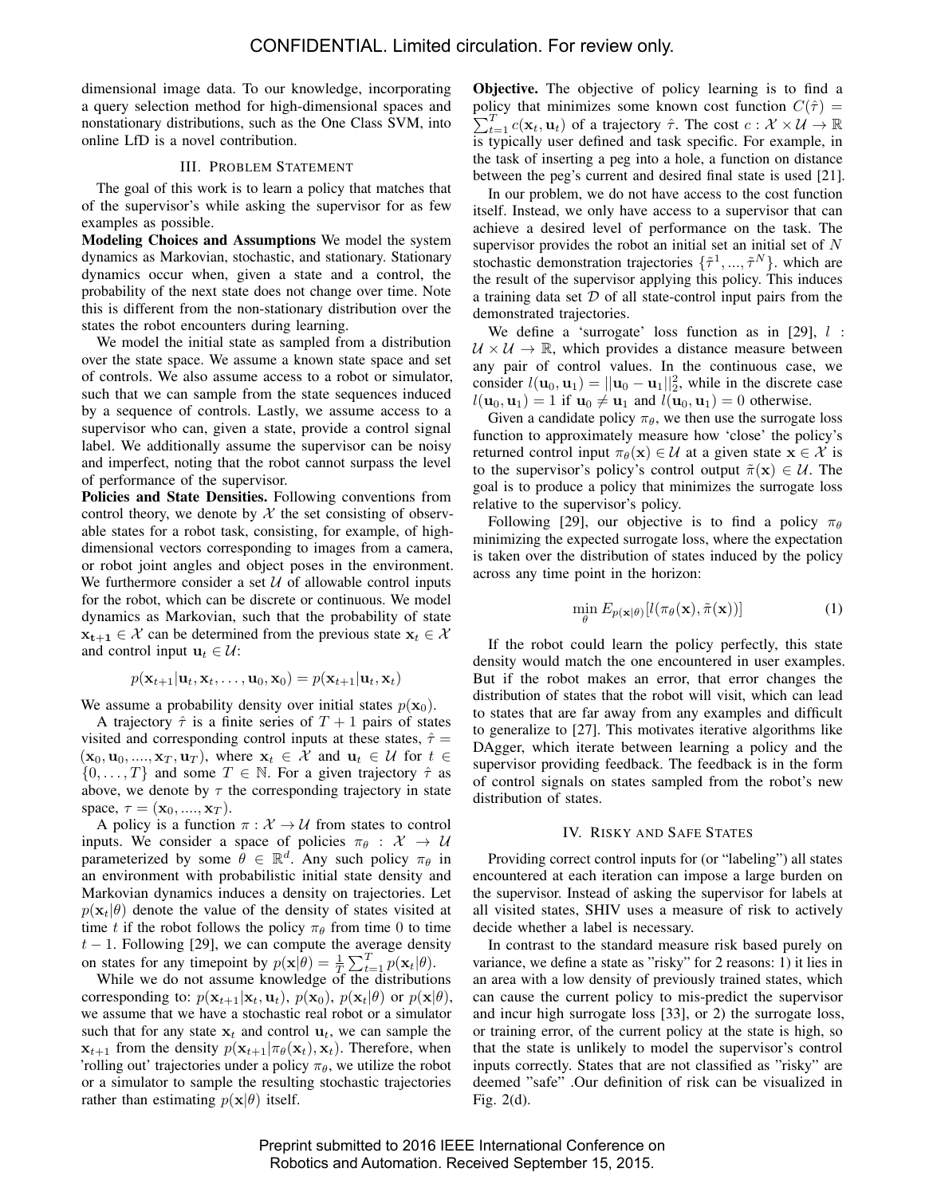dimensional image data. To our knowledge, incorporating a query selection method for high-dimensional spaces and nonstationary distributions, such as the One Class SVM, into online LfD is a novel contribution.

## III. Problem Statement

The goal of this work is to learn a policy that matches that of the supervisor's while asking the supervisor for as few examples as possible.

**Modeling Choices and Assumptions** We model the system dynamics as Markovian, stochastic, and stationary. Stationary dynamics occur when, given a state and a control, the probability of the next state does not change over time. Note this is different from the non-stationary distribution over the states the robot encounters during learning.

We model the initial state as sampled from a distribution over the state space. We assume a known state space and set of controls. We also assume access to a robot or simulator, such that we can sample from the state sequences induced by a sequence of controls. Lastly, we assume access to a supervisor who can, given a state, provide a control signal label. We additionally assume the supervisor can be noisy and imperfect, noting that the robot cannot surpass the level of performance of the supervisor.

**Policies and State Densities.** Following conventions from control theory, we denote by $\mathcal{X}$ the set consisting of observable states for a robot task, consisting, for example, of high-dimensional vectors corresponding to images from a camera, or robot joint angles and object poses in the environment. We furthermore consider a set $\mathcal{U}$ of allowable control inputs for the robot, which can be discrete or continuous. We model dynamics as Markovian, such that the probability of state $\mathbf{x_{t+1}} \in \mathcal{X}$ can be determined from the previous state $\mathbf{x}_t \in \mathcal{X}$ and control input $\mathbf{u}_t \in \mathcal{U}$:

$$p(\mathbf{x}_{t+1}|\mathbf{u}_t, \mathbf{x}_t, \ldots, \mathbf{u}_0, \mathbf{x}_0) = p(\mathbf{x}_{t+1}|\mathbf{u}_t, \mathbf{x}_t)$$

We assume a probability density over initial states $p(\mathbf{x}_0)$.

A trajectory $\hat{\tau}$ is a finite series of $T+1$ pairs of states visited and corresponding control inputs at these states, $\hat{\tau} = (\mathbf{x}_0, \mathbf{u}_0, ...., \mathbf{x}_T, \mathbf{u}_T)$, where $\mathbf{x}_t \in \mathcal{X}$ and $\mathbf{u}_t \in \mathcal{U}$ for $t \in \{0, \ldots, T\}$ and some $T \in \mathbb{N}$. For a given trajectory $\hat{\tau}$ as above, we denote by $\tau$ the corresponding trajectory in state space, $\tau = (\mathbf{x}_0, ...., \mathbf{x}_T)$.

A policy is a function $\pi : \mathcal{X} \rightarrow \mathcal{U}$ from states to control inputs. We consider a space of policies $\pi_\theta : \mathcal{X} \rightarrow \mathcal{U}$ parameterized by some $\theta \in \mathbb{R}^d$. Any such policy $\pi_\theta$ in an environment with probabilistic initial state density and Markovian dynamics induces a density on trajectories. Let $p(\mathbf{x}_t|\theta)$ denote the value of the density of states visited at time $t$ if the robot follows the policy $\pi_\theta$ from time 0 to time $t-1$. Following [29], we can compute the average density on states for any timepoint by $p(\mathbf{x}|\theta) = \frac{1}{T}\sum_{t=1}^{T} p(\mathbf{x}_t|\theta)$.

While we do not assume knowledge of the distributions corresponding to: $p(\mathbf{x}_{t+1}|\mathbf{x}_t, \mathbf{u}_t)$, $p(\mathbf{x}_0)$, $p(\mathbf{x}_t|\theta)$ or $p(\mathbf{x}|\theta)$, we assume that we have a stochastic real robot or a simulator such that for any state $\mathbf{x}_t$ and control $\mathbf{u}_t$, we can sample the $\mathbf{x}_{t+1}$ from the density $p(\mathbf{x}_{t+1}|\pi_\theta(\mathbf{x}_t), \mathbf{x}_t)$. Therefore, when 'rolling out' trajectories under a policy $\pi_\theta$, we utilize the robot or a simulator to sample the resulting stochastic trajectories rather than estimating $p(\mathbf{x}|\theta)$ itself.

**Objective.** The objective of policy learning is to find a policy that minimizes some known cost function $C(\hat{\tau}) = \sum_{t=1}^{T} c(\mathbf{x}_t, \mathbf{u}_t)$ of a trajectory $\hat{\tau}$. The cost $c : \mathcal{X} \times \mathcal{U} \rightarrow \mathbb{R}$ is typically user defined and task specific. For example, in the task of inserting a peg into a hole, a function on distance between the peg's current and desired final state is used [21].

In our problem, we do not have access to the cost function itself. Instead, we only have access to a supervisor that can achieve a desired level of performance on the task. The supervisor provides the robot an initial set an initial set of $N$ stochastic demonstration trajectories $\{\tilde{\tau}^1, ..., \tilde{\tau}^N\}$. which are the result of the supervisor applying this policy. This induces a training data set $\mathcal{D}$ of all state-control input pairs from the demonstrated trajectories.

We define a 'surrogate' loss function as in [29], $l : \mathcal{U} \times \mathcal{U} \rightarrow \mathbb{R}$, which provides a distance measure between any pair of control values. In the continuous case, we consider $l(\mathbf{u}_0, \mathbf{u}_1) = ||\mathbf{u}_0 - \mathbf{u}_1||_2^2$, while in the discrete case $l(\mathbf{u}_0, \mathbf{u}_1) = 1$ if $\mathbf{u}_0 \neq \mathbf{u}_1$ and $l(\mathbf{u}_0, \mathbf{u}_1) = 0$ otherwise.

Given a candidate policy $\pi_\theta$, we then use the surrogate loss function to approximately measure how 'close' the policy's returned control input $\pi_\theta(\mathbf{x}) \in \mathcal{U}$ at a given state $\mathbf{x} \in \mathcal{X}$ is to the supervisor's policy's control output $\tilde{\pi}(\mathbf{x}) \in \mathcal{U}$. The goal is to produce a policy that minimizes the surrogate loss relative to the supervisor's policy.

Following [29], our objective is to find a policy $\pi_\theta$ minimizing the expected surrogate loss, where the expectation is taken over the distribution of states induced by the policy across any time point in the horizon:

$$\min_\theta E_{p(\mathbf{x}|\theta)}[l(\pi_\theta(\mathbf{x}), \tilde{\pi}(\mathbf{x}))] \tag{1}$$

If the robot could learn the policy perfectly, this state density would match the one encountered in user examples. But if the robot makes an error, that error changes the distribution of states that the robot will visit, which can lead to states that are far away from any examples and difficult to generalize to [27]. This motivates iterative algorithms like DAgger, which iterate between learning a policy and the supervisor providing feedback. The feedback is in the form of control signals on states sampled from the robot's new distribution of states.

## IV. Risky and Safe States

Providing correct control inputs for (or "labeling") all states encountered at each iteration can impose a large burden on the supervisor. Instead of asking the supervisor for labels at all visited states, SHIV uses a measure of risk to actively decide whether a label is necessary.

In contrast to the standard measure risk based purely on variance, we define a state as "risky" for 2 reasons: 1) it lies in an area with a low density of previously trained states, which can cause the current policy to mis-predict the supervisor and incur high surrogate loss [33], or 2) the surrogate loss, or training error, of the current policy at the state is high, so that the state is unlikely to model the supervisor's control inputs correctly. States that are not classified as "risky" are deemed "safe" .Our definition of risk can be visualized in Fig. 2(d).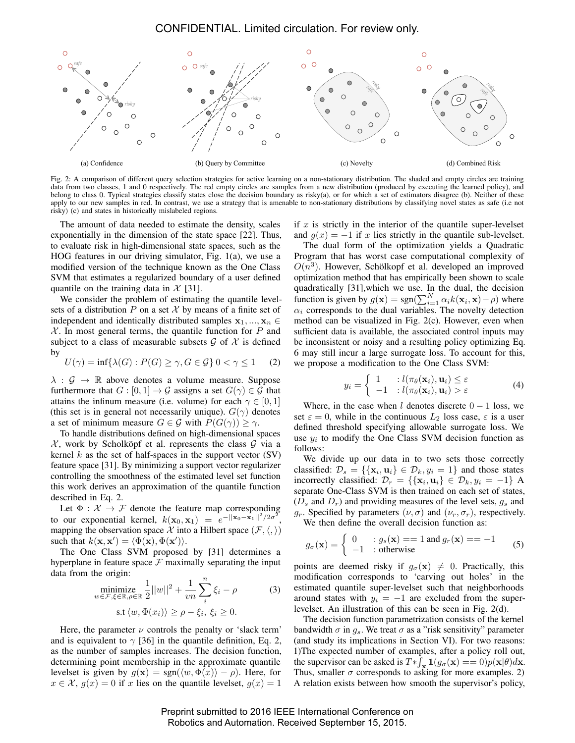(a) Confidence

(b) Query by Committee

(c) Novelty

(d) Combined Risk

Fig. 2: A comparison of different query selection strategies for active learning on a non-stationary distribution. The shaded and empty circles are training data from two classes, 1 and 0 respectively. The red empty circles are samples from a new distribution (produced by executing the learned policy), and belong to class 0. Typical strategies classify states close the decision boundary as risky(a), or for which a set of estimators disagree (b). Neither of these apply to our new samples in red. In contrast, we use a strategy that is amenable to non-stationary distributions by classifying novel states as safe (i.e not risky) (c) and states in historically mislabeled regions.

The amount of data needed to estimate the density, scales exponentially in the dimension of the state space [22]. Thus, to evaluate risk in high-dimensional state spaces, such as the HOG features in our driving simulator, Fig. 1(a), we use a modified version of the technique known as the One Class SVM that estimates a regularized boundary of a user defined quantile on the training data in $\mathcal{X}$ [31].

We consider the problem of estimating the quantile level-sets of a distribution $P$ on a set $\mathcal{X}$ by means of a finite set of independent and identically distributed samples $\mathbf{x}_1, ..., \mathbf{x}_n \in \mathcal{X}$. In most general terms, the quantile function for $P$ and subject to a class of measurable subsets $\mathcal{G}$ of $\mathcal{X}$ is defined by

$$U(\gamma) = \inf\{\lambda(G) : P(G) \geq \gamma, G \in \mathcal{G}\}\ 0 < \gamma \leq 1 \quad (2)$$

$\lambda : \mathcal{G} \rightarrow \mathbb{R}$ above denotes a volume measure. Suppose furthermore that $G : [0, 1] \rightarrow \mathcal{G}$ assigns a set $G(\gamma) \in \mathcal{G}$ that attains the infinum measure (i.e. volume) for each $\gamma \in [0, 1]$ (this set is in general not necessarily unique). $G(\gamma)$ denotes a set of minimum measure $G \in \mathcal{G}$ with $P(G(\gamma)) \geq \gamma$.

To handle distributions defined on high-dimensional spaces $\mathcal{X}$, work by Scholköpf et al. represents the class $\mathcal{G}$ via a kernel $k$ as the set of half-spaces in the support vector (SV) feature space [31]. By minimizing a support vector regularizer controlling the smoothness of the estimated level set function this work derives an approximation of the quantile function described in Eq. 2.

Let $\Phi : \mathcal{X} \rightarrow \mathcal{F}$ denote the feature map corresponding to our exponential kernel, $k(\mathbf{x}_0, \mathbf{x}_1) = e^{-||\mathbf{x}_0 - \mathbf{x}_1||^2/2\sigma^2}$, mapping the observation space $\mathcal{X}$ into a Hilbert space $(\mathcal{F}, \langle, \rangle)$ such that $k(\mathbf{x}, \mathbf{x}') = \langle \Phi(\mathbf{x}), \Phi(\mathbf{x}') \rangle$.

The One Class SVM proposed by [31] determines a hyperplane in feature space $\mathcal{F}$ maximally separating the input data from the origin:

$$\underset{w \in \mathcal{F}, \xi \in \mathbb{R}, \rho \in \mathbb{R}}{\text{minimize}} \ \frac{1}{2}||w||^2 + \frac{1}{vn}\sum_{i}^{n} \xi_i - \rho \quad (3)$$
$$\text{s.t } \langle w, \Phi(x_i) \rangle \geq \rho - \xi_i,\ \xi_i \geq 0.$$

Here, the parameter $\nu$ controls the penalty or 'slack term' and is equivalent to $\gamma$ [36] in the quantile definition, Eq. 2, as the number of samples increases. The decision function, determining point membership in the approximate quantile levelset is given by $g(\mathbf{x}) = \text{sgn}(\langle w, \Phi(x) \rangle - \rho)$. Here, for $x \in \mathcal{X}$, $g(x) = 0$ if $x$ lies on the quantile levelset, $g(x) = 1$ if $x$ is strictly in the interior of the quantile super-levelset and $g(x) = -1$ if $x$ lies strictly in the quantile sub-levelset.

The dual form of the optimization yields a Quadratic Program that has worst case computational complexity of $O(n^3)$. However, Schölkopf et al. developed an improved optimization method that has empirically been shown to scale quadratically [31],which we use. In the dual, the decision function is given by $g(\mathbf{x}) = \text{sgn}(\sum_{i=1}^{N} \alpha_i k(\mathbf{x}_i, \mathbf{x}) - \rho)$ where $\alpha_i$ corresponds to the dual variables. The novelty detection method can be visualized in Fig. 2(c). However, even when sufficient data is available, the associated control inputs may be inconsistent or noisy and a resulting policy optimizing Eq. 6 may still incur a large surrogate loss. To account for this, we propose a modification to the One Class SVM:

$$y_i = \begin{cases} 1 & : l(\pi_\theta(\mathbf{x}_i), \mathbf{u}_i) \leq \varepsilon \\ -1 & : l(\pi_\theta(\mathbf{x}_i), \mathbf{u}_i) > \varepsilon \end{cases} \quad (4)$$

Where, in the case when $l$ denotes discrete $0-1$ loss, we set $\varepsilon = 0$, while in the continuous $L_2$ loss case, $\varepsilon$ is a user defined threshold specifying allowable surrogate loss. We use $y_i$ to modify the One Class SVM decision function as follows:

We divide up our data in to two sets those correctly classified: $\mathcal{D}_s = \{\{\mathbf{x}_i, \mathbf{u}_i\} \in \mathcal{D}_k, y_i = 1\}$ and those states incorrectly classified: $\mathcal{D}_r = \{\{\mathbf{x}_i, \mathbf{u}_i\} \in \mathcal{D}_k, y_i = -1\}$ A separate One-Class SVM is then trained on each set of states, ($D_s$ and $D_r$) and providing measures of the level sets, $g_s$ and $g_r$. Specified by parameters $(\nu, \sigma)$ and $(\nu_r, \sigma_r)$, respectively.

We then define the overall decision function as:

$$g_\sigma(\mathbf{x}) = \begin{cases} 0 & : g_s(\mathbf{x}) == 1 \text{ and } g_r(\mathbf{x}) == -1 \\ -1 & : \text{otherwise} \end{cases} \quad (5)$$

points are deemed risky if $g_\sigma(\mathbf{x}) \neq 0$. Practically, this modification corresponds to 'carving out holes' in the estimated quantile super-levelset such that neighborhoods around states with $y_i = -1$ are excluded from the super-levelset. An illustration of this can be seen in Fig. 2(d).

The decision function parametrization consists of the kernel bandwidth $\sigma$ in $g_s$. We treat $\sigma$ as a "risk sensitivity" parameter (and study its implications in Section VI). For two reasons: 1)The expected number of examples, after a policy roll out, the supervisor can be asked is $T * \int_{\mathbf{x}} \mathbf{1}(g_\sigma(\mathbf{x}) == 0)p(\mathbf{x}|\theta)d\mathbf{x}$. Thus, smaller $\sigma$ corresponds to asking for more examples. 2) A relation exists between how smooth the supervisor's policy,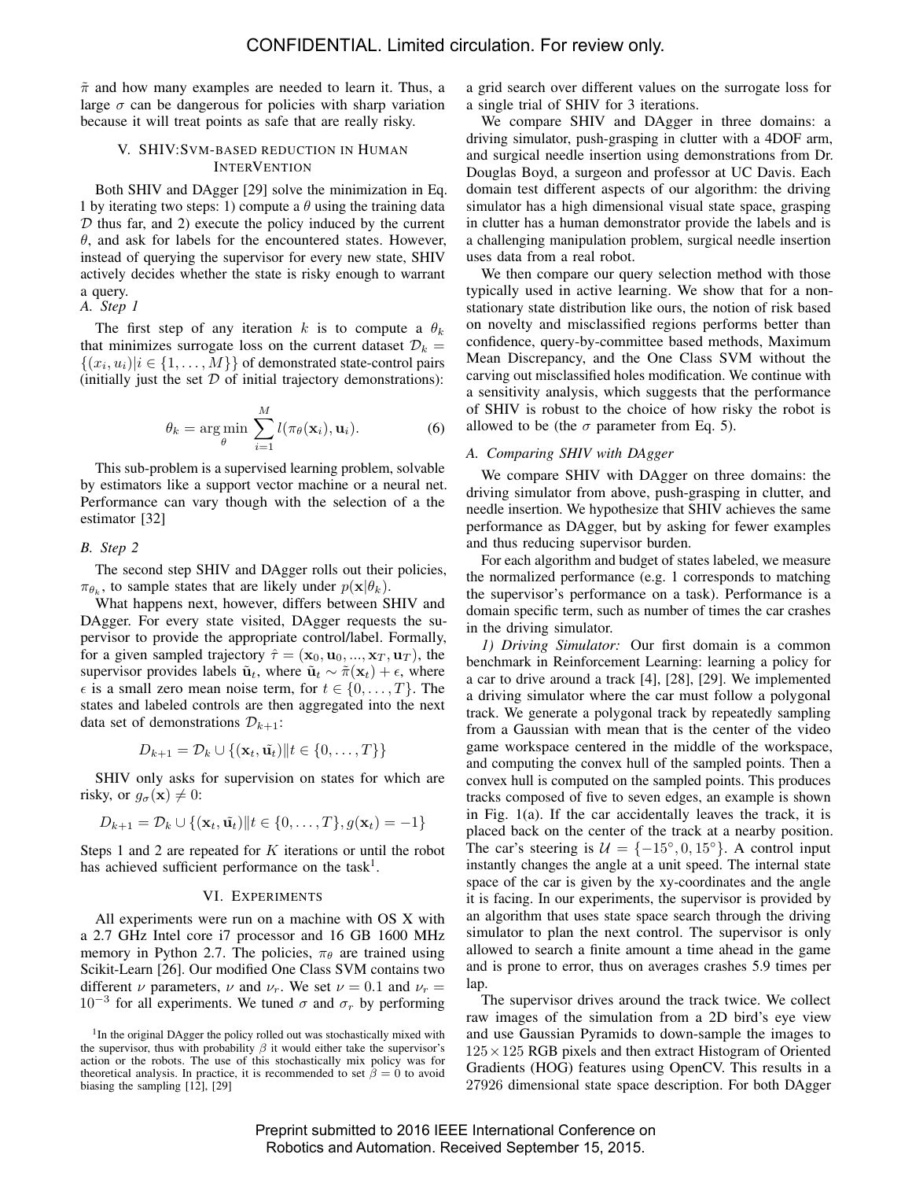$\tilde{\pi}$ and how many examples are needed to learn it. Thus, a large $\sigma$ can be dangerous for policies with sharp variation because it will treat points as safe that are really risky.

## V. SHIV: SVM-based reduction in Human InterVention

Both SHIV and DAgger [29] solve the minimization in Eq. 1 by iterating two steps: 1) compute a $\theta$ using the training data $\mathcal{D}$ thus far, and 2) execute the policy induced by the current $\theta$, and ask for labels for the encountered states. However, instead of querying the supervisor for every new state, SHIV actively decides whether the state is risky enough to warrant a query.

### A. Step 1

The first step of any iteration $k$ is to compute a $\theta_k$ that minimizes surrogate loss on the current dataset $\mathcal{D}_k = \{(x_i, u_i) | i \in \{1, \ldots, M\}\}$ of demonstrated state-control pairs (initially just the set $\mathcal{D}$ of initial trajectory demonstrations):

$$\theta_k = \arg\min_{\theta} \sum_{i=1}^{M} l(\pi_\theta(\mathbf{x}_i), \mathbf{u}_i). \quad (6)$$

This sub-problem is a supervised learning problem, solvable by estimators like a support vector machine or a neural net. Performance can vary though with the selection of a the estimator [32]

### B. Step 2

The second step SHIV and DAgger rolls out their policies, $\pi_{\theta_k}$, to sample states that are likely under $p(\mathbf{x}|\theta_k)$.

What happens next, however, differs between SHIV and DAgger. For every state visited, DAgger requests the supervisor to provide the appropriate control/label. Formally, for a given sampled trajectory $\hat{\tau} = (\mathbf{x}_0, \mathbf{u}_0, ..., \mathbf{x}_T, \mathbf{u}_T)$, the supervisor provides labels $\tilde{\mathbf{u}}_t$, where $\tilde{\mathbf{u}}_t \sim \tilde{\pi}(\mathbf{x}_t) + \epsilon$, where $\epsilon$ is a small zero mean noise term, for $t \in \{0, \ldots, T\}$. The states and labeled controls are then aggregated into the next data set of demonstrations $\mathcal{D}_{k+1}$:

$$D_{k+1} = \mathcal{D}_k \cup \{(\mathbf{x}_t, \tilde{\mathbf{u}}_t) \| t \in \{0, \ldots, T\}\}$$

SHIV only asks for supervision on states for which are risky, or $g_\sigma(\mathbf{x}) \neq 0$:

$$D_{k+1} = \mathcal{D}_k \cup \{(\mathbf{x}_t, \tilde{\mathbf{u}}_t) \| t \in \{0, \ldots, T\}, g(\mathbf{x}_t) = -1\}$$

Steps 1 and 2 are repeated for $K$ iterations or until the robot has achieved sufficient performance on the task[1].

## VI. Experiments

All experiments were run on a machine with OS X with a 2.7 GHz Intel core i7 processor and 16 GB 1600 MHz memory in Python 2.7. The policies, $\pi_\theta$ are trained using Scikit-Learn [26]. Our modified One Class SVM contains two different $\nu$ parameters, $\nu$ and $\nu_r$. We set $\nu = 0.1$ and $\nu_r = 10^{-3}$ for all experiments. We tuned $\sigma$ and $\sigma_r$ by performing a grid search over different values on the surrogate loss for a single trial of SHIV for 3 iterations.

We compare SHIV and DAgger in three domains: a driving simulator, push-grasping in clutter with a 4DOF arm, and surgical needle insertion using demonstrations from Dr. Douglas Boyd, a surgeon and professor at UC Davis. Each domain test different aspects of our algorithm: the driving simulator has a high dimensional visual state space, grasping in clutter has a human demonstrator provide the labels and is a challenging manipulation problem, surgical needle insertion uses data from a real robot.

We then compare our query selection method with those typically used in active learning. We show that for a non-stationary state distribution like ours, the notion of risk based on novelty and misclassified regions performs better than confidence, query-by-committee based methods, Maximum Mean Discrepancy, and the One Class SVM without the carving out misclassified holes modification. We continue with a sensitivity analysis, which suggests that the performance of SHIV is robust to the choice of how risky the robot is allowed to be (the $\sigma$ parameter from Eq. 5).

### A. Comparing SHIV with DAgger

We compare SHIV with DAgger on three domains: the driving simulator from above, push-grasping in clutter, and needle insertion. We hypothesize that SHIV achieves the same performance as DAgger, but by asking for fewer examples and thus reducing supervisor burden.

For each algorithm and budget of states labeled, we measure the normalized performance (e.g. 1 corresponds to matching the supervisor's performance on a task). Performance is a domain specific term, such as number of times the car crashes in the driving simulator.

*1) Driving Simulator:* Our first domain is a common benchmark in Reinforcement Learning: learning a policy for a car to drive around a track [4], [28], [29]. We implemented a driving simulator where the car must follow a polygonal track. We generate a polygonal track by repeatedly sampling from a Gaussian with mean that is the center of the video game workspace centered in the middle of the workspace, and computing the convex hull of the sampled points. Then a convex hull is computed on the sampled points. This produces tracks composed of five to seven edges, an example is shown in Fig. 1(a). If the car accidentally leaves the track, it is placed back on the center of the track at a nearby position. The car's steering is $\mathcal{U} = \{-15°, 0, 15°\}$. A control input instantly changes the angle at a unit speed. The internal state space of the car is given by the xy-coordinates and the angle it is facing. In our experiments, the supervisor is provided by an algorithm that uses state space search through the driving simulator to plan the next control. The supervisor is only allowed to search a finite amount a time ahead in the game and is prone to error, thus on averages crashes 5.9 times per lap.

The supervisor drives around the track twice. We collect raw images of the simulation from a 2D bird's eye view and use Gaussian Pyramids to down-sample the images to $125 \times 125$ RGB pixels and then extract Histogram of Oriented Gradients (HOG) features using OpenCV. This results in a 27926 dimensional state space description. For both DAgger

[1] In the original DAgger the policy rolled out was stochastically mixed with the supervisor, thus with probability $\beta$ it would either take the supervisor's action or the robots. The use of this stochastically mix policy was for theoretical analysis. In practice, it is recommended to set $\beta = 0$ to avoid biasing the sampling [12], [29]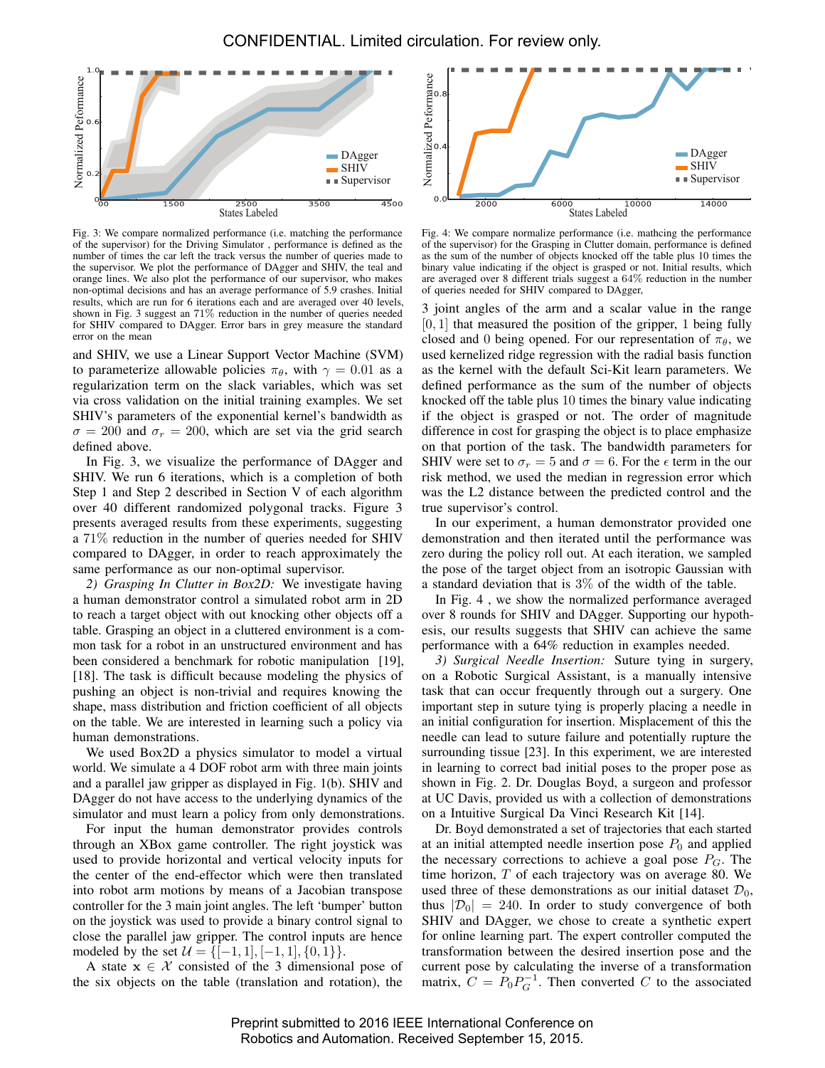Fig. 3: We compare normalized performance (i.e. matching the performance of the supervisor) for the Driving Simulator , performance is defined as the number of times the car left the track versus the number of queries made to the supervisor. We plot the performance of DAgger and SHIV, the teal and orange lines. We also plot the performance of our supervisor, who makes non-optimal decisions and has an average performance of 5.9 crashes. Initial results, which are run for 6 iterations each and are averaged over 40 levels, shown in Fig. 3 suggest an 71% reduction in the number of queries needed for SHIV compared to DAgger. Error bars in grey measure the standard error on the mean

Fig. 4: We compare normalize performance (i.e. mathcing the performance of the supervisor) for the Grasping in Clutter domain, performance is defined as the sum of the number of objects knocked off the table plus 10 times the binary value indicating if the object is grasped or not. Initial results, which are averaged over 8 different trials suggest a 64% reduction in the number of queries needed for SHIV compared to DAgger,

and SHIV, we use a Linear Support Vector Machine (SVM) to parameterize allowable policies $\pi_\theta$, with $\gamma = 0.01$ as a regularization term on the slack variables, which was set via cross validation on the initial training examples. We set SHIV's parameters of the exponential kernel's bandwidth as $\sigma = 200$ and $\sigma_r = 200$, which are set via the grid search defined above.

In Fig. 3, we visualize the performance of DAgger and SHIV. We run 6 iterations, which is a completion of both Step 1 and Step 2 described in Section V of each algorithm over 40 different randomized polygonal tracks. Figure 3 presents averaged results from these experiments, suggesting a 71% reduction in the number of queries needed for SHIV compared to DAgger, in order to reach approximately the same performance as our non-optimal supervisor.

*2) Grasping In Clutter in Box2D:* We investigate having a human demonstrator control a simulated robot arm in 2D to reach a target object with out knocking other objects off a table. Grasping an object in a cluttered environment is a common task for a robot in an unstructured environment and has been considered a benchmark for robotic manipulation [19], [18]. The task is difficult because modeling the physics of pushing an object is non-trivial and requires knowing the shape, mass distribution and friction coefficient of all objects on the table. We are interested in learning such a policy via human demonstrations.

We used Box2D a physics simulator to model a virtual world. We simulate a 4 DOF robot arm with three main joints and a parallel jaw gripper as displayed in Fig. 1(b). SHIV and DAgger do not have access to the underlying dynamics of the simulator and must learn a policy from only demonstrations.

For input the human demonstrator provides controls through an XBox game controller. The right joystick was used to provide horizontal and vertical velocity inputs for the center of the end-effector which were then translated into robot arm motions by means of a Jacobian transpose controller for the 3 main joint angles. The left 'bumper' button on the joystick was used to provide a binary control signal to close the parallel jaw gripper. The control inputs are hence modeled by the set $\mathcal{U} = \{[-1, 1], [-1, 1], \{0, 1\}\}$.

A state $\mathbf{x} \in \mathcal{X}$ consisted of the 3 dimensional pose of the six objects on the table (translation and rotation), the 3 joint angles of the arm and a scalar value in the range $[0, 1]$ that measured the position of the gripper, 1 being fully closed and 0 being opened. For our representation of $\pi_\theta$, we used kernelized ridge regression with the radial basis function as the kernel with the default Sci-Kit learn parameters. We defined performance as the sum of the number of objects knocked off the table plus 10 times the binary value indicating if the object is grasped or not. The order of magnitude difference in cost for grasping the object is to place emphasize on that portion of the task. The bandwidth parameters for SHIV were set to $\sigma_r = 5$ and $\sigma = 6$. For the $\epsilon$ term in the our risk method, we used the median in regression error which was the L2 distance between the predicted control and the true supervisor's control.

In our experiment, a human demonstrator provided one demonstration and then iterated until the performance was zero during the policy roll out. At each iteration, we sampled the pose of the target object from an isotropic Gaussian with a standard deviation that is 3% of the width of the table.

In Fig. 4 , we show the normalized performance averaged over 8 rounds for SHIV and DAgger. Supporting our hypothesis, our results suggests that SHIV can achieve the same performance with a 64% reduction in examples needed.

*3) Surgical Needle Insertion:* Suture tying in surgery, on a Robotic Surgical Assistant, is a manually intensive task that can occur frequently through out a surgery. One important step in suture tying is properly placing a needle in an initial configuration for insertion. Misplacement of this the needle can lead to suture failure and potentially rupture the surrounding tissue [23]. In this experiment, we are interested in learning to correct bad initial poses to the proper pose as shown in Fig. 2. Dr. Douglas Boyd, a surgeon and professor at UC Davis, provided us with a collection of demonstrations on a Intuitive Surgical Da Vinci Research Kit [14].

Dr. Boyd demonstrated a set of trajectories that each started at an initial attempted needle insertion pose $P_0$ and applied the necessary corrections to achieve a goal pose $P_G$. The time horizon, $T$ of each trajectory was on average 80. We used three of these demonstrations as our initial dataset $\mathcal{D}_0$, thus $|\mathcal{D}_0| = 240$. In order to study convergence of both SHIV and DAgger, we chose to create a synthetic expert for online learning part. The expert controller computed the transformation between the desired insertion pose and the current pose by calculating the inverse of a transformation matrix, $C = P_0 P_G^{-1}$. Then converted $C$ to the associated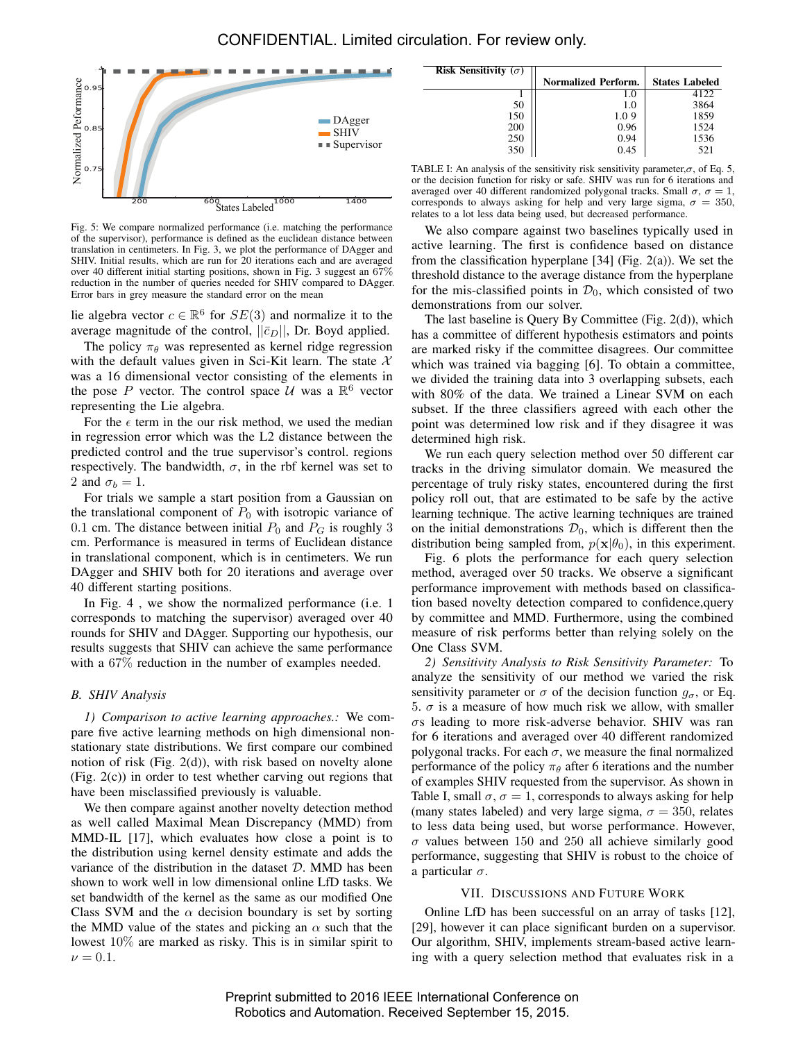Fig. 5: We compare normalized performance (i.e. matching the performance of the supervisor), performance is defined as the euclidean distance between translation in centimeters. In Fig. 3, we plot the performance of DAgger and SHIV. Initial results, which are run for 20 iterations each and are averaged over 40 different initial starting positions, shown in Fig. 3 suggest an 67% reduction in the number of queries needed for SHIV compared to DAgger. Error bars in grey measure the standard error on the mean

lie algebra vector $c \in \mathbb{R}^6$ for $SE(3)$ and normalize it to the average magnitude of the control, $||\bar{c}_D||$, Dr. Boyd applied.

The policy $\pi_\theta$ was represented as kernel ridge regression with the default values given in Sci-Kit learn. The state $\mathcal{X}$ was a 16 dimensional vector consisting of the elements in the pose $P$ vector. The control space $\mathcal{U}$ was a $\mathbb{R}^6$ vector representing the Lie algebra.

For the $\epsilon$ term in the our risk method, we used the median in regression error which was the L2 distance between the predicted control and the true supervisor's control. regions respectively. The bandwidth, $\sigma$, in the rbf kernel was set to 2 and $\sigma_b = 1$.

For trials we sample a start position from a Gaussian on the translational component of $P_0$ with isotropic variance of 0.1 cm. The distance between initial $P_0$ and $P_G$ is roughly 3 cm. Performance is measured in terms of Euclidean distance in translational component, which is in centimeters. We run DAgger and SHIV both for 20 iterations and average over 40 different starting positions.

In Fig. 4 , we show the normalized performance (i.e. 1 corresponds to matching the supervisor) averaged over 40 rounds for SHIV and DAgger. Supporting our hypothesis, our results suggests that SHIV can achieve the same performance with a 67% reduction in the number of examples needed.

### B. SHIV Analysis

*1) Comparison to active learning approaches.:* We compare five active learning methods on high dimensional non-stationary state distributions. We first compare our combined notion of risk (Fig. 2(d)), with risk based on novelty alone (Fig. 2(c)) in order to test whether carving out regions that have been misclassified previously is valuable.

We then compare against another novelty detection method as well called Maximal Mean Discrepancy (MMD) from MMD-IL [17], which evaluates how close a point is to the distribution using kernel density estimate and adds the variance of the distribution in the dataset $\mathcal{D}$. MMD has been shown to work well in low dimensional online LfD tasks. We set bandwidth of the kernel as the same as our modified One Class SVM and the $\alpha$ decision boundary is set by sorting the MMD value of the states and picking an $\alpha$ such that the lowest 10% are marked as risky. This is in similar spirit to $\nu = 0.1$.

| Risk Sensitivity ($\sigma$) | Normalized Perform. | States Labeled |
|---|---|---|
| 1 | 1.0 | 4122 |
| 50 | 1.0 | 3864 |
| 150 | 1.0 9 | 1859 |
| 200 | 0.96 | 1524 |
| 250 | 0.94 | 1536 |
| 350 | 0.45 | 521 |

TABLE I: An analysis of the sensitivity risk sensitivity parameter,$\sigma$, of Eq. 5, or the decision function for risky or safe. SHIV was run for 6 iterations and averaged over 40 different randomized polygonal tracks. Small $\sigma$, $\sigma = 1$, corresponds to always asking for help and very large sigma, $\sigma = 350$, relates to a lot less data being used, but decreased performance.

We also compare against two baselines typically used in active learning. The first is confidence based on distance from the classification hyperplane [34] (Fig. 2(a)). We set the threshold distance to the average distance from the hyperplane for the mis-classified points in $\mathcal{D}_0$, which consisted of two demonstrations from our solver.

The last baseline is Query By Committee (Fig. 2(d)), which has a committee of different hypothesis estimators and points are marked risky if the committee disagrees. Our committee which was trained via bagging [6]. To obtain a committee, we divided the training data into 3 overlapping subsets, each with 80% of the data. We trained a Linear SVM on each subset. If the three classifiers agreed with each other the point was determined low risk and if they disagree it was determined high risk.

We run each query selection method over 50 different car tracks in the driving simulator domain. We measured the percentage of truly risky states, encountered during the first policy roll out, that are estimated to be safe by the active learning technique. The active learning techniques are trained on the initial demonstrations $\mathcal{D}_0$, which is different then the distribution being sampled from, $p(\mathbf{x}|\theta_0)$, in this experiment.

Fig. 6 plots the performance for each query selection method, averaged over 50 tracks. We observe a significant performance improvement with methods based on classification based novelty detection compared to confidence,query by committee and MMD. Furthermore, using the combined measure of risk performs better than relying solely on the One Class SVM.

*2) Sensitivity Analysis to Risk Sensitivity Parameter:* To analyze the sensitivity of our method we varied the risk sensitivity parameter or $\sigma$ of the decision function $g_\sigma$, or Eq. 5. $\sigma$ is a measure of how much risk we allow, with smaller $\sigma$s leading to more risk-adverse behavior. SHIV was ran for 6 iterations and averaged over 40 different randomized polygonal tracks. For each $\sigma$, we measure the final normalized performance of the policy $\pi_\theta$ after 6 iterations and the number of examples SHIV requested from the supervisor. As shown in Table I, small $\sigma$, $\sigma = 1$, corresponds to always asking for help (many states labeled) and very large sigma, $\sigma = 350$, relates to less data being used, but worse performance. However, $\sigma$ values between 150 and 250 all achieve similarly good performance, suggesting that SHIV is robust to the choice of a particular $\sigma$.

## VII. Discussions and Future Work

Online LfD has been successful on an array of tasks [12], [29], however it can place significant burden on a supervisor. Our algorithm, SHIV, implements stream-based active learning with a query selection method that evaluates risk in a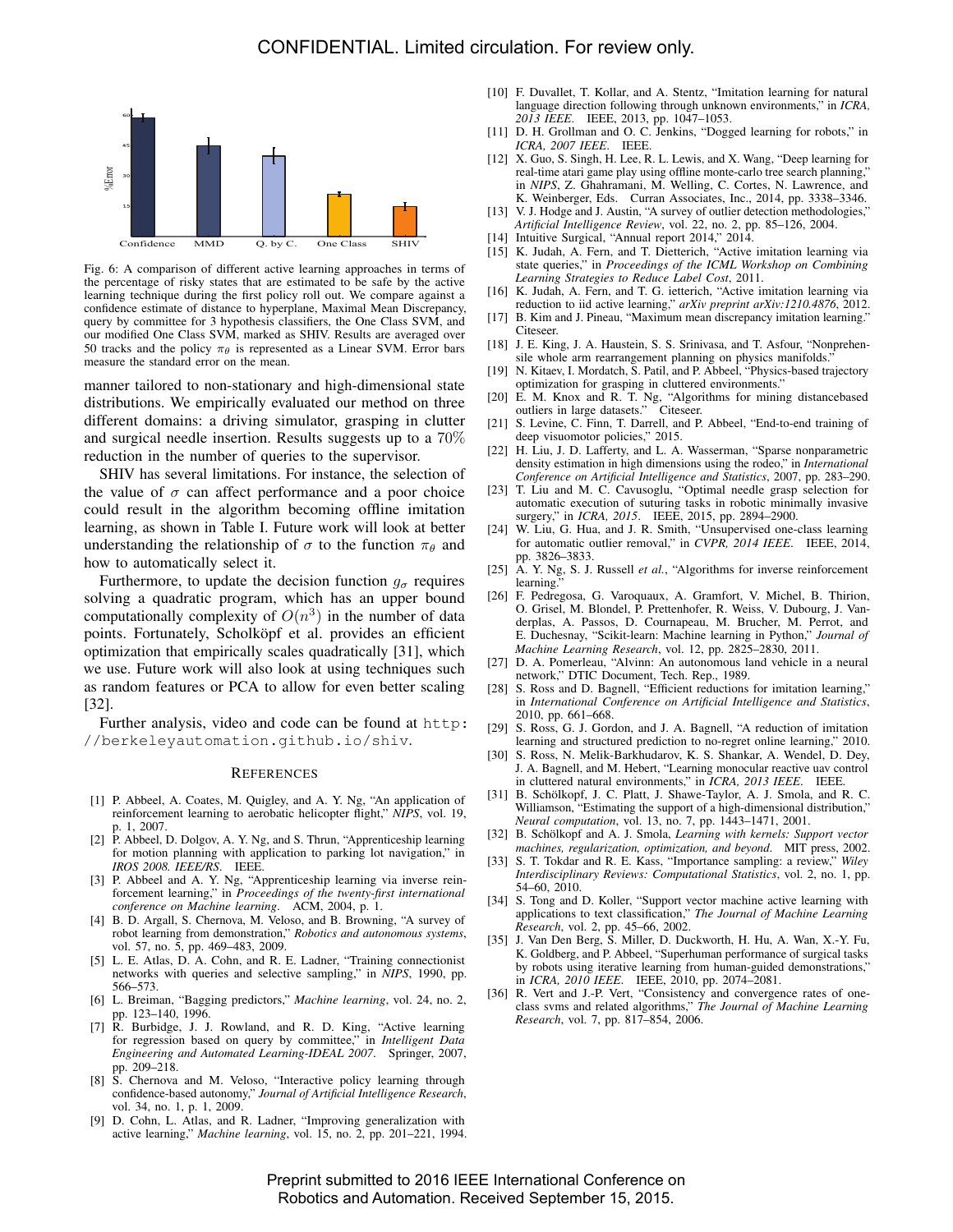%Error

60

45

30

15

Confidence MMD Q. by C. One Class SHIV

Fig. 6: A comparison of different active learning approaches in terms of the percentage of risky states that are estimated to be safe by the active learning technique during the first policy roll out. We compare against a confidence estimate of distance to hyperplane, Maximal Mean Discrepancy, query by committee for 3 hypothesis classifiers, the One Class SVM, and our modified One Class SVM, marked as SHIV. Results are averaged over 50 tracks and the policy $\pi_\theta$ is represented as a Linear SVM. Error bars measure the standard error on the mean.

manner tailored to non-stationary and high-dimensional state distributions. We empirically evaluated our method on three different domains: a driving simulator, grasping in clutter and surgical needle insertion. Results suggests up to a 70% reduction in the number of queries to the supervisor.

SHIV has several limitations. For instance, the selection of the value of $\sigma$ can affect performance and a poor choice could result in the algorithm becoming offline imitation learning, as shown in Table I. Future work will look at better understanding the relationship of $\sigma$ to the function $\pi_\theta$ and how to automatically select it.

Furthermore, to update the decision function $g_\sigma$ requires solving a quadratic program, which has an upper bound computationally complexity of $O(n^3)$ in the number of data points. Fortunately, Scholköpf et al. provides an efficient optimization that empirically scales quadratically [31], which we use. Future work will also look at using techniques such as random features or PCA to allow for even better scaling [32].

Further analysis, video and code can be found at `http://berkeleyautomation.github.io/shiv`.

## References

[1] P. Abbeel, A. Coates, M. Quigley, and A. Y. Ng, "An application of reinforcement learning to aerobatic helicopter flight," *NIPS*, vol. 19, p. 1, 2007.

[2] P. Abbeel, D. Dolgov, A. Y. Ng, and S. Thrun, "Apprenticeship learning for motion planning with application to parking lot navigation," in *IROS 2008. IEEE/RS*. IEEE.

[3] P. Abbeel and A. Y. Ng, "Apprenticeship learning via inverse reinforcement learning," in *Proceedings of the twenty-first international conference on Machine learning*. ACM, 2004, p. 1.

[4] B. D. Argall, S. Chernova, M. Veloso, and B. Browning, "A survey of robot learning from demonstration," *Robotics and autonomous systems*, vol. 57, no. 5, pp. 469–483, 2009.

[5] L. E. Atlas, D. A. Cohn, and R. E. Ladner, "Training connectionist networks with queries and selective sampling," in *NIPS*, 1990, pp. 566–573.

[6] L. Breiman, "Bagging predictors," *Machine learning*, vol. 24, no. 2, pp. 123–140, 1996.

[7] R. Burbidge, J. J. Rowland, and R. D. King, "Active learning for regression based on query by committee," in *Intelligent Data Engineering and Automated Learning-IDEAL 2007*. Springer, 2007, pp. 209–218.

[8] S. Chernova and M. Veloso, "Interactive policy learning through confidence-based autonomy," *Journal of Artificial Intelligence Research*, vol. 34, no. 1, p. 1, 2009.

[9] D. Cohn, L. Atlas, and R. Ladner, "Improving generalization with active learning," *Machine learning*, vol. 15, no. 2, pp. 201–221, 1994.

[10] F. Duvallet, T. Kollar, and A. Stentz, "Imitation learning for natural language direction following through unknown environments," in *ICRA, 2013 IEEE*. IEEE, 2013, pp. 1047–1053.

[11] D. H. Grollman and O. C. Jenkins, "Dogged learning for robots," in *ICRA, 2007 IEEE*. IEEE.

[12] X. Guo, S. Singh, H. Lee, R. L. Lewis, and X. Wang, "Deep learning for real-time atari game play using offline monte-carlo tree search planning," in *NIPS*, Z. Ghahramani, M. Welling, C. Cortes, N. Lawrence, and K. Weinberger, Eds. Curran Associates, Inc., 2014, pp. 3338–3346.

[13] V. J. Hodge and J. Austin, "A survey of outlier detection methodologies," *Artificial Intelligence Review*, vol. 22, no. 2, pp. 85–126, 2004.

[14] Intuitive Surgical, "Annual report 2014," 2014.

[15] K. Judah, A. Fern, and T. Dietterich, "Active imitation learning via state queries," in *Proceedings of the ICML Workshop on Combining Learning Strategies to Reduce Label Cost*, 2011.

[16] K. Judah, A. Fern, and T. G. ietterich, "Active imitation learning via reduction to iid active learning," *arXiv preprint arXiv:1210.4876*, 2012.

[17] B. Kim and J. Pineau, "Maximum mean discrepancy imitation learning." Citeseer.

[18] J. E. King, J. A. Haustein, S. S. Srinivasa, and T. Asfour, "Nonprehensile whole arm rearrangement planning on physics manifolds."

[19] N. Kitaev, I. Mordatch, S. Patil, and P. Abbeel, "Physics-based trajectory optimization for grasping in cluttered environments."

[20] E. M. Knox and R. T. Ng, "Algorithms for mining distancebased outliers in large datasets." Citeseer.

[21] S. Levine, C. Finn, T. Darrell, and P. Abbeel, "End-to-end training of deep visuomotor policies," 2015.

[22] H. Liu, J. D. Lafferty, and L. A. Wasserman, "Sparse nonparametric density estimation in high dimensions using the rodeo," in *International Conference on Artificial Intelligence and Statistics*, 2007, pp. 283–290.

[23] T. Liu and M. C. Cavusoglu, "Optimal needle grasp selection for automatic execution of suturing tasks in robotic minimally invasive surgery," in *ICRA, 2015*. IEEE, 2015, pp. 2894–2900.

[24] W. Liu, G. Hua, and J. R. Smith, "Unsupervised one-class learning for automatic outlier removal," in *CVPR, 2014 IEEE*. IEEE, 2014, pp. 3826–3833.

[25] A. Y. Ng, S. J. Russell *et al.*, "Algorithms for inverse reinforcement learning."

[26] F. Pedregosa, G. Varoquaux, A. Gramfort, V. Michel, B. Thirion, O. Grisel, M. Blondel, P. Prettenhofer, R. Weiss, V. Dubourg, J. Vanderplas, A. Passos, D. Cournapeau, M. Brucher, M. Perrot, and E. Duchesnay, "Scikit-learn: Machine learning in Python," *Journal of Machine Learning Research*, vol. 12, pp. 2825–2830, 2011.

[27] D. A. Pomerleau, "Alvinn: An autonomous land vehicle in a neural network," DTIC Document, Tech. Rep., 1989.

[28] S. Ross and D. Bagnell, "Efficient reductions for imitation learning," in *International Conference on Artificial Intelligence and Statistics*, 2010, pp. 661–668.

[29] S. Ross, G. J. Gordon, and J. A. Bagnell, "A reduction of imitation learning and structured prediction to no-regret online learning," 2010.

[30] S. Ross, N. Melik-Barkhudarov, K. S. Shankar, A. Wendel, D. Dey, J. A. Bagnell, and M. Hebert, "Learning monocular reactive uav control in cluttered natural environments," in *ICRA, 2013 IEEE*. IEEE.

[31] B. Schölkopf, J. C. Platt, J. Shawe-Taylor, A. J. Smola, and R. C. Williamson, "Estimating the support of a high-dimensional distribution," *Neural computation*, vol. 13, no. 7, pp. 1443–1471, 2001.

[32] B. Schölkopf and A. J. Smola, *Learning with kernels: Support vector machines, regularization, optimization, and beyond*. MIT press, 2002.

[33] S. T. Tokdar and R. E. Kass, "Importance sampling: a review," *Wiley Interdisciplinary Reviews: Computational Statistics*, vol. 2, no. 1, pp. 54–60, 2010.

[34] S. Tong and D. Koller, "Support vector machine active learning with applications to text classification," *The Journal of Machine Learning Research*, vol. 2, pp. 45–66, 2002.

[35] J. Van Den Berg, S. Miller, D. Duckworth, H. Hu, A. Wan, X.-Y. Fu, K. Goldberg, and P. Abbeel, "Superhuman performance of surgical tasks by robots using iterative learning from human-guided demonstrations," in *ICRA, 2010 IEEE*. IEEE, 2010, pp. 2074–2081.

[36] R. Vert and J.-P. Vert, "Consistency and convergence rates of one-class svms and related algorithms," *The Journal of Machine Learning Research*, vol. 7, pp. 817–854, 2006.